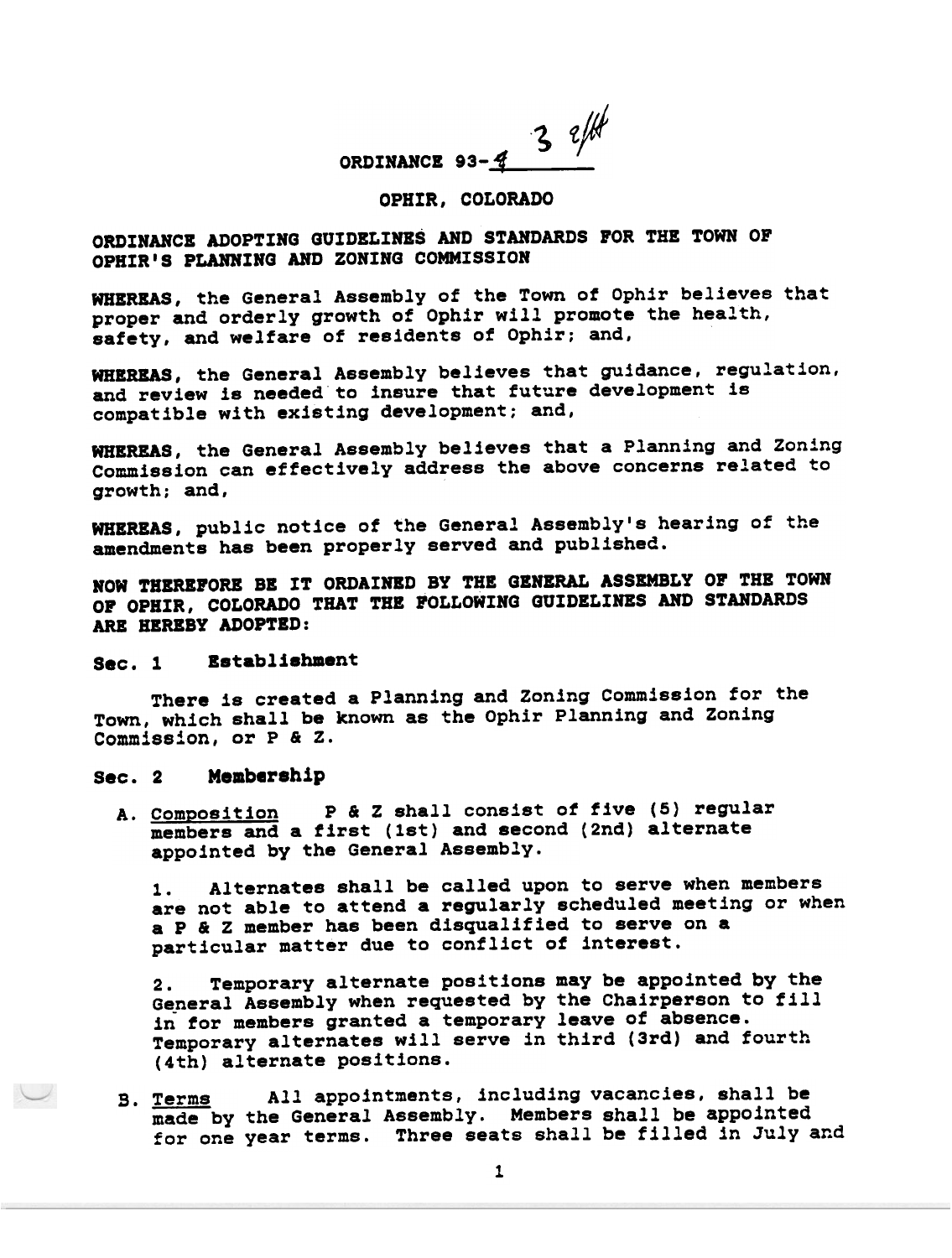# ORDINANCE 93-~~4~~ 3

## OPHIR, COLORADO

**ORDINANCE ADOPTING GUIDELINES AND STANDARDS FOR THE TOWN OF OPHIR'S PLANNING AND ZONING COMMISSION**

**WHEREAS**, the General Assembly of the Town of Ophir believes that proper and orderly growth of Ophir will promote the health, safety, and welfare of residents of Ophir; and,

**WHEREAS**, the General Assembly believes that guidance, regulation, and review is needed to insure that future development is compatible with existing development; and,

**WHEREAS**, the General Assembly believes that a Planning and Zoning Commission can effectively address the above concerns related to growth; and,

**WHEREAS**, public notice of the General Assembly's hearing of the amendments has been properly served and published.

**NOW THEREFORE BE IT ORDAINED BY THE GENERAL ASSEMBLY OF THE TOWN OF OPHIR, COLORADO THAT THE FOLLOWING GUIDELINES AND STANDARDS ARE HEREBY ADOPTED:**

### Sec. 1 Establishment

There is created a Planning and Zoning Commission for the Town, which shall be known as the Ophir Planning and Zoning Commission, or P & Z.

### Sec. 2 Membership

A. Composition P & Z shall consist of five (5) regular members and a first (1st) and second (2nd) alternate appointed by the General Assembly.

1. Alternates shall be called upon to serve when members are not able to attend a regularly scheduled meeting or when a P & Z member has been disqualified to serve on a particular matter due to conflict of interest.

2. Temporary alternate positions may be appointed by the General Assembly when requested by the Chairperson to fill in for members granted a temporary leave of absence. Temporary alternates will serve in third (3rd) and fourth (4th) alternate positions.

B. Terms All appointments, including vacancies, shall be made by the General Assembly. Members shall be appointed for one year terms. Three seats shall be filled in July and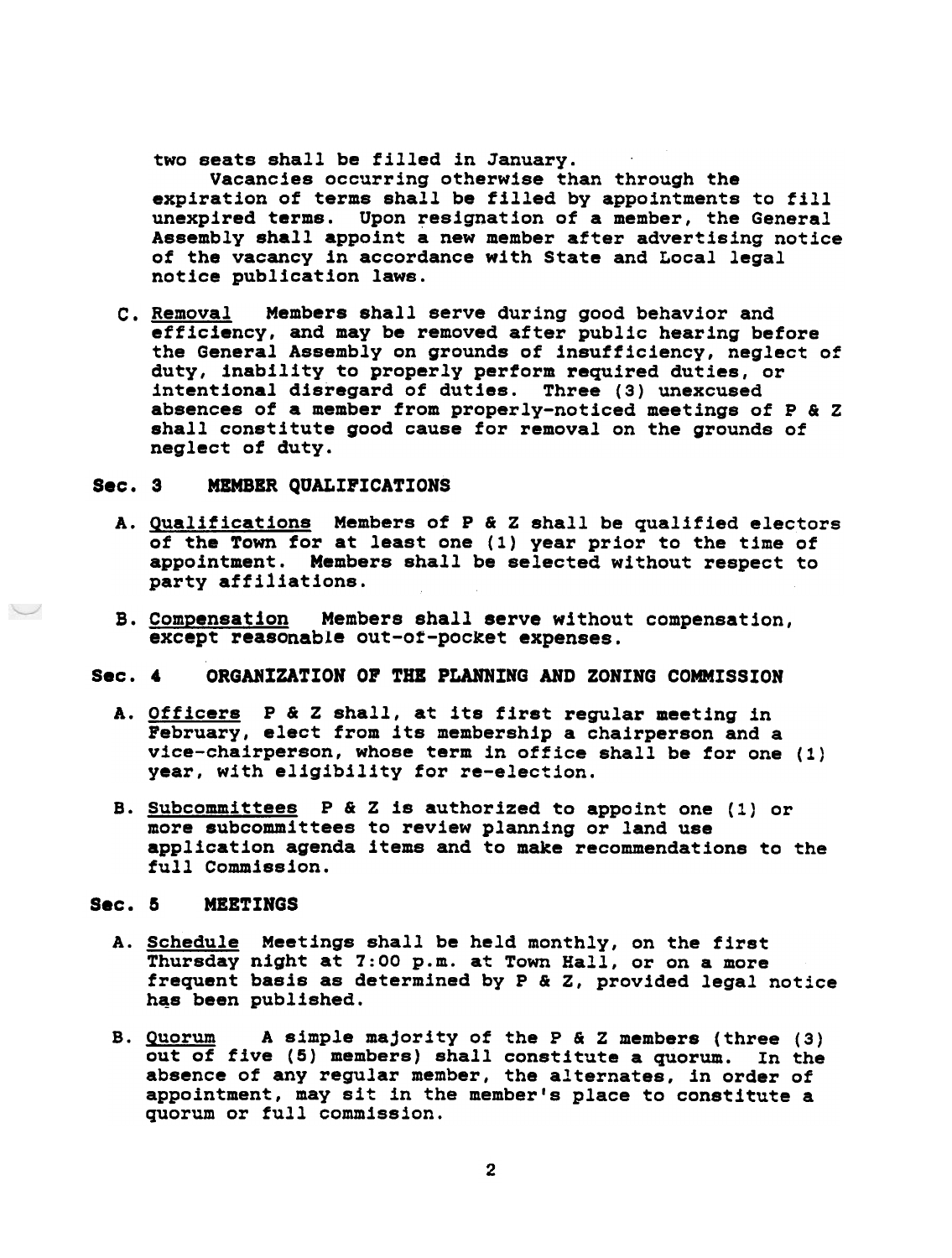two seats shall be filled in January.

Vacancies occurring otherwise than through the expiration of terms shall be filled by appointments to fill unexpired terms. Upon resignation of a member, the General Assembly shall appoint a new member after advertising notice of the vacancy in accordance with State and Local legal notice publication laws.

C. Removal Members shall serve during good behavior and efficiency, and may be removed after public hearing before the General Assembly on grounds of insufficiency, neglect of duty, inability to properly perform required duties, or intentional disregard of duties. Three (3) unexcused absences of a member from properly-noticed meetings of P & Z shall constitute good cause for removal on the grounds of neglect of duty.

## Sec. 3 MEMBER QUALIFICATIONS

A. Qualifications Members of P & Z shall be qualified electors of the Town for at least one (1) year prior to the time of appointment. Members shall be selected without respect to party affiliations.

B. Compensation Members shall serve without compensation, except reasonable out-of-pocket expenses.

## Sec. 4 ORGANIZATION OF THE PLANNING AND ZONING COMMISSION

A. Officers P & Z shall, at its first regular meeting in February, elect from its membership a chairperson and a vice-chairperson, whose term in office shall be for one (1) year, with eligibility for re-election.

B. Subcommittees P & Z is authorized to appoint one (1) or more subcommittees to review planning or land use application agenda items and to make recommendations to the full Commission.

## Sec. 5 MEETINGS

A. Schedule Meetings shall be held monthly, on the first Thursday night at 7:00 p.m. at Town Hall, or on a more frequent basis as determined by P & Z, provided legal notice has been published.

B. Quorum A simple majority of the P & Z members (three (3) out of five (5) members) shall constitute a quorum. In the absence of any regular member, the alternates, in order of appointment, may sit in the member's place to constitute a quorum or full commission.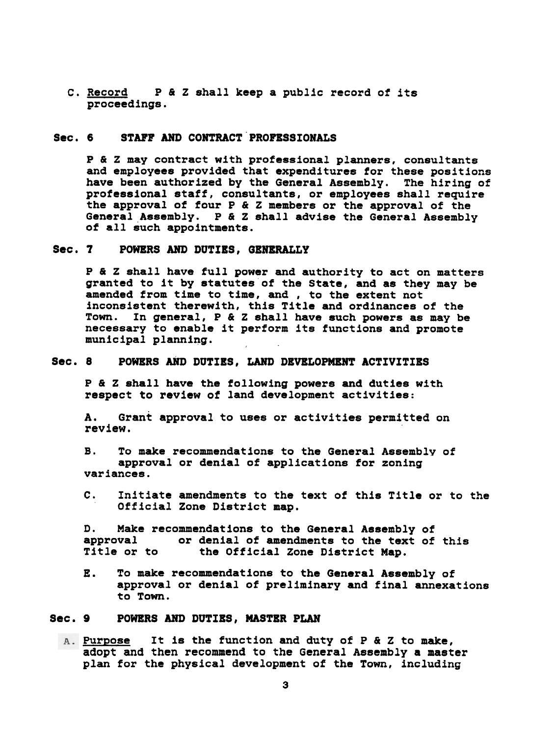C. Record P & Z shall keep a public record of its proceedings.

## Sec. 6 STAFF AND CONTRACT PROFESSIONALS

P & Z may contract with professional planners, consultants and employees provided that expenditures for these positions have been authorized by the General Assembly. The hiring of professional staff, consultants, or employees shall require the approval of four P & Z members or the approval of the General Assembly. P & Z shall advise the General Assembly of all such appointments.

## Sec. 7 POWERS AND DUTIES, GENERALLY

P & Z shall have full power and authority to act on matters granted to it by statutes of the State, and as they may be amended from time to time, and , to the extent not inconsistent therewith, this Title and ordinances of the Town. In general, P & Z shall have such powers as may be necessary to enable it perform its functions and promote municipal planning.

## Sec. 8 POWERS AND DUTIES, LAND DEVELOPMENT ACTIVITIES

P & Z shall have the following powers and duties with respect to review of land development activities:

A. Grant approval to uses or activities permitted on review.

B. To make recommendations to the General Assembly of approval or denial of applications for zoning variances.

C. Initiate amendments to the text of this Title or to the Official Zone District map.

D. Make recommendations to the General Assembly of approval or denial of amendments to the text of this Title or to the Official Zone District Map.

E. To make recommendations to the General Assembly of approval or denial of preliminary and final annexations to Town.

## Sec. 9 POWERS AND DUTIES, MASTER PLAN

A. Purpose It is the function and duty of P & Z to make, adopt and then recommend to the General Assembly a master plan for the physical development of the Town, including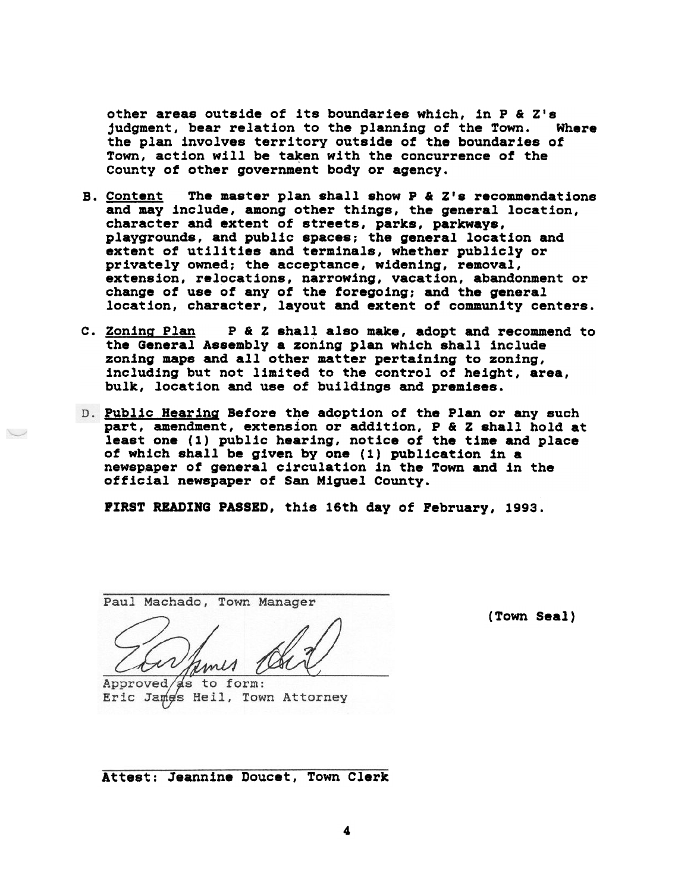other areas outside of its boundaries which, in P & Z's judgment, bear relation to the planning of the Town. Where the plan involves territory outside of the boundaries of Town, action will be taken with the concurrence of the County of other government body or agency.

B. Content The master plan shall show P & Z's recommendations and may include, among other things, the general location, character and extent of streets, parks, parkways, playgrounds, and public spaces; the general location and extent of utilities and terminals, whether publicly or privately owned; the acceptance, widening, removal, extension, relocations, narrowing, vacation, abandonment or change of use of any of the foregoing; and the general location, character, layout and extent of community centers.

C. Zoning Plan P & Z shall also make, adopt and recommend to the General Assembly a zoning plan which shall include zoning maps and all other matter pertaining to zoning, including but not limited to the control of height, area, bulk, location and use of buildings and premises.

D. Public Hearing Before the adoption of the Plan or any such part, amendment, extension or addition, P & Z shall hold at least one (1) public hearing, notice of the time and place of which shall be given by one (1) publication in a newspaper of general circulation in the Town and in the official newspaper of San Miguel County.

**FIRST READING PASSED, this 16th day of February, 1993.**

Paul Machado, Town Manager

(Town Seal)

Approved as to form:
Eric James Heil, Town Attorney

Attest: Jeannine Doucet, Town Clerk